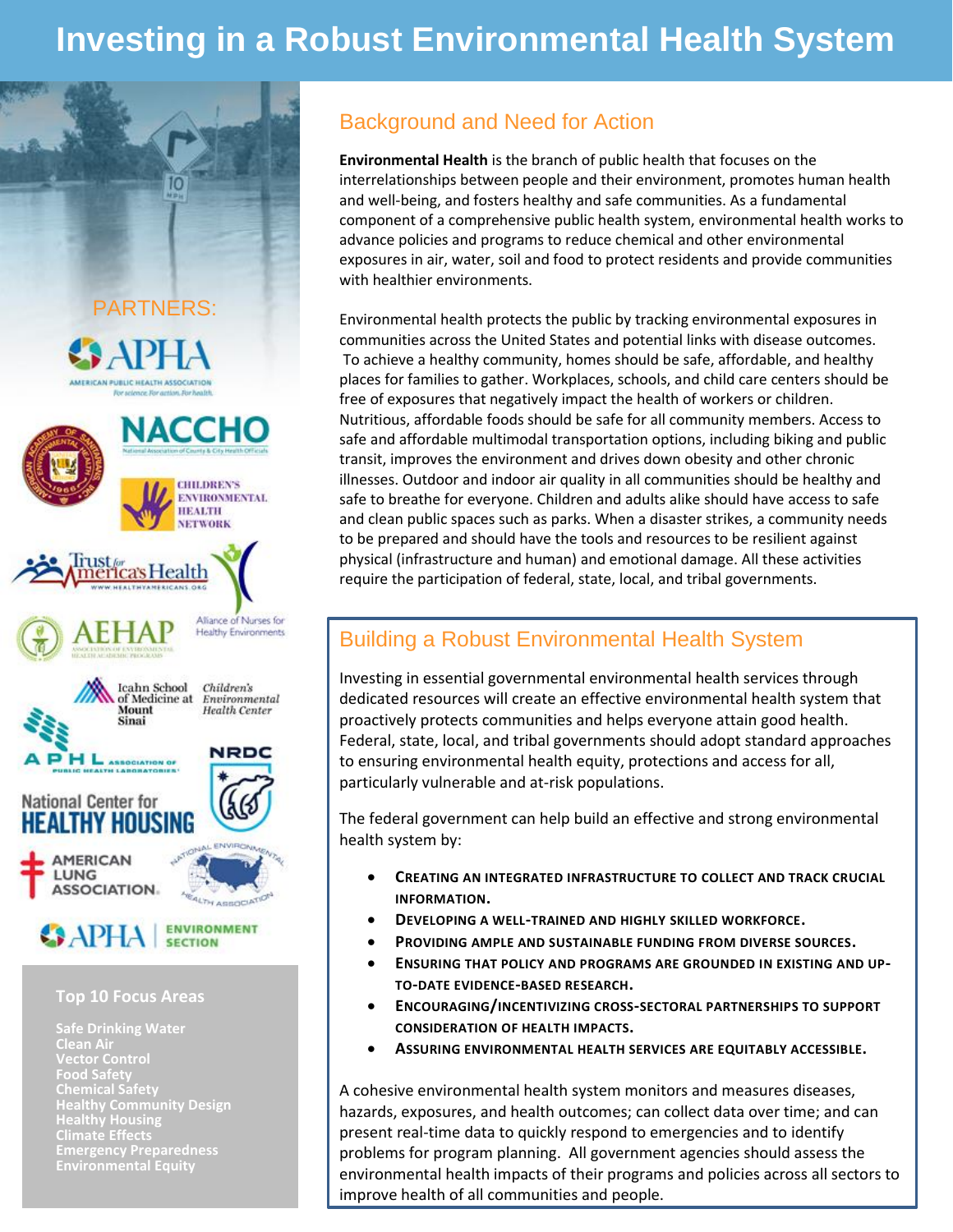# Investing in a Robust Environmental Health System

PARTNERS:

APHA — American Public Health Association — For science. For action. For health.

NACCHO — National Association of County & City Health Officials

American Academy of Sanitarians

Children's Environmental Health Network

Trust for America's Health — www.healthyamericans.org

Alliance of Nurses for Healthy Environments

AEHAP — Association of Environmental Health Academic Programs

Icahn School of Medicine at Mount Sinai — Children's Environmental Health Center

APHL — Association of Public Health Laboratories

NRDC

National Center for Healthy Housing

American Lung Association

National Environmental Health Association

APHA | Environment Section

### Top 10 Focus Areas

- Safe Drinking Water
- Clean Air
- Vector Control
- Food Safety
- Chemical Safety
- Healthy Community Design
- Healthy Housing
- Climate Effects
- Emergency Preparedness
- Environmental Equity

## Background and Need for Action

**Environmental Health** is the branch of public health that focuses on the interrelationships between people and their environment, promotes human health and well-being, and fosters healthy and safe communities. As a fundamental component of a comprehensive public health system, environmental health works to advance policies and programs to reduce chemical and other environmental exposures in air, water, soil and food to protect residents and provide communities with healthier environments.

Environmental health protects the public by tracking environmental exposures in communities across the United States and potential links with disease outcomes. To achieve a healthy community, homes should be safe, affordable, and healthy places for families to gather. Workplaces, schools, and child care centers should be free of exposures that negatively impact the health of workers or children. Nutritious, affordable foods should be safe for all community members. Access to safe and affordable multimodal transportation options, including biking and public transit, improves the environment and drives down obesity and other chronic illnesses. Outdoor and indoor air quality in all communities should be healthy and safe to breathe for everyone. Children and adults alike should have access to safe and clean public spaces such as parks. When a disaster strikes, a community needs to be prepared and should have the tools and resources to be resilient against physical (infrastructure and human) and emotional damage. All these activities require the participation of federal, state, local, and tribal governments.

## Building a Robust Environmental Health System

Investing in essential governmental environmental health services through dedicated resources will create an effective environmental health system that proactively protects communities and helps everyone attain good health. Federal, state, local, and tribal governments should adopt standard approaches to ensuring environmental health equity, protections and access for all, particularly vulnerable and at-risk populations.

The federal government can help build an effective and strong environmental health system by:

- **Creating an integrated infrastructure to collect and track crucial information.**
- **Developing a well-trained and highly skilled workforce.**
- **Providing ample and sustainable funding from diverse sources.**
- **Ensuring that policy and programs are grounded in existing and up-to-date evidence-based research.**
- **Encouraging/incentivizing cross-sectoral partnerships to support consideration of health impacts.**
- **Assuring environmental health services are equitably accessible.**

A cohesive environmental health system monitors and measures diseases, hazards, exposures, and health outcomes; can collect data over time; and can present real-time data to quickly respond to emergencies and to identify problems for program planning. All government agencies should assess the environmental health impacts of their programs and policies across all sectors to improve health of all communities and people.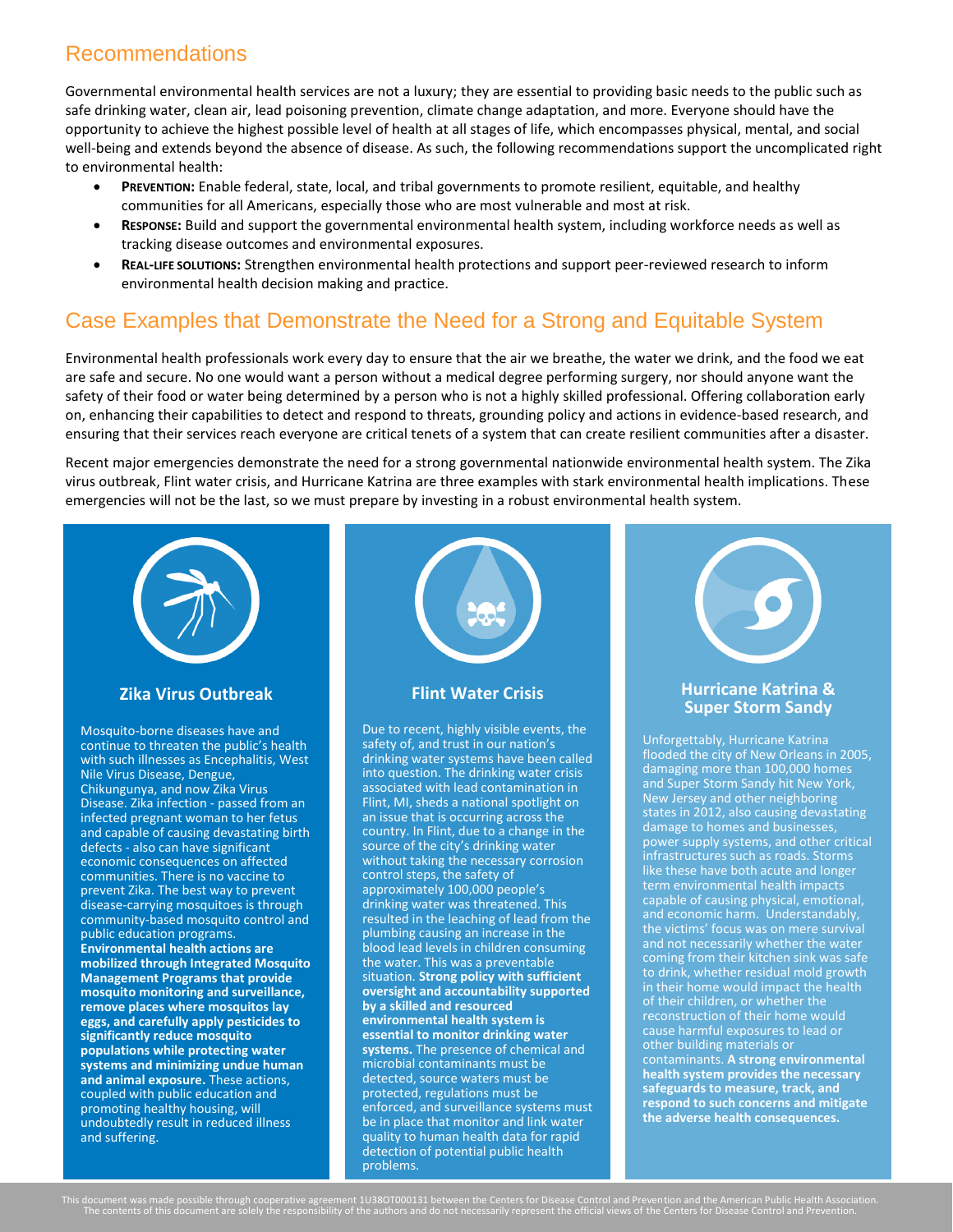## Recommendations

Governmental environmental health services are not a luxury; they are essential to providing basic needs to the public such as safe drinking water, clean air, lead poisoning prevention, climate change adaptation, and more. Everyone should have the opportunity to achieve the highest possible level of health at all stages of life, which encompasses physical, mental, and social well-being and extends beyond the absence of disease. As such, the following recommendations support the uncomplicated right to environmental health:

- **PREVENTION:** Enable federal, state, local, and tribal governments to promote resilient, equitable, and healthy communities for all Americans, especially those who are most vulnerable and most at risk.
- **RESPONSE:** Build and support the governmental environmental health system, including workforce needs as well as tracking disease outcomes and environmental exposures.
- **REAL-LIFE SOLUTIONS:** Strengthen environmental health protections and support peer-reviewed research to inform environmental health decision making and practice.

## Case Examples that Demonstrate the Need for a Strong and Equitable System

Environmental health professionals work every day to ensure that the air we breathe, the water we drink, and the food we eat are safe and secure. No one would want a person without a medical degree performing surgery, nor should anyone want the safety of their food or water being determined by a person who is not a highly skilled professional. Offering collaboration early on, enhancing their capabilities to detect and respond to threats, grounding policy and actions in evidence-based research, and ensuring that their services reach everyone are critical tenets of a system that can create resilient communities after a disaster.

Recent major emergencies demonstrate the need for a strong governmental nationwide environmental health system. The Zika virus outbreak, Flint water crisis, and Hurricane Katrina are three examples with stark environmental health implications. These emergencies will not be the last, so we must prepare by investing in a robust environmental health system.

### Zika Virus Outbreak

Mosquito-borne diseases have and continue to threaten the public's health with such illnesses as Encephalitis, West Nile Virus Disease, Dengue, Chikungunya, and now Zika Virus Disease. Zika infection - passed from an infected pregnant woman to her fetus and capable of causing devastating birth defects - also can have significant economic consequences on affected communities. There is no vaccine to prevent Zika. The best way to prevent disease-carrying mosquitoes is through community-based mosquito control and public education programs. **Environmental health actions are mobilized through Integrated Mosquito Management Programs that provide mosquito monitoring and surveillance, remove places where mosquitos lay eggs, and carefully apply pesticides to significantly reduce mosquito populations while protecting water systems and minimizing undue human and animal exposure.** These actions, coupled with public education and promoting healthy housing, will undoubtedly result in reduced illness and suffering.

### Flint Water Crisis

Due to recent, highly visible events, the safety of, and trust in our nation's drinking water systems have been called into question. The drinking water crisis associated with lead contamination in Flint, MI, sheds a national spotlight on an issue that is occurring across the country. In Flint, due to a change in the source of the city's drinking water without taking the necessary corrosion control steps, the safety of approximately 100,000 people's drinking water was threatened. This resulted in the leaching of lead from the plumbing causing an increase in the blood lead levels in children consuming the water. This was a preventable situation. **Strong policy with sufficient oversight and accountability supported by a skilled and resourced environmental health system is essential to monitor drinking water systems.** The presence of chemical and microbial contaminants must be detected, source waters must be protected, regulations must be enforced, and surveillance systems must be in place that monitor and link water quality to human health data for rapid detection of potential public health problems.

### Hurricane Katrina & Super Storm Sandy

Unforgettably, Hurricane Katrina flooded the city of New Orleans in 2005, damaging more than 100,000 homes and Super Storm Sandy hit New York, New Jersey and other neighboring states in 2012, also causing devastating damage to homes and businesses, power supply systems, and other critical infrastructures such as roads. Storms like these have both acute and longer term environmental health impacts capable of causing physical, emotional, and economic harm. Understandably, the victims' focus was on mere survival and not necessarily whether the water coming from their kitchen sink was safe to drink, whether residual mold growth in their home would impact the health of their children, or whether the reconstruction of their home would cause harmful exposures to lead or other building materials or contaminants. **A strong environmental health system provides the necessary safeguards to measure, track, and respond to such concerns and mitigate the adverse health consequences.**

This document was made possible through cooperative agreement 1U38OT000131 between the Centers for Disease Control and Prevention and the American Public Health Association. The contents of this document are solely the responsibility of the authors and do not necessarily represent the official views of the Centers for Disease Control and Prevention.